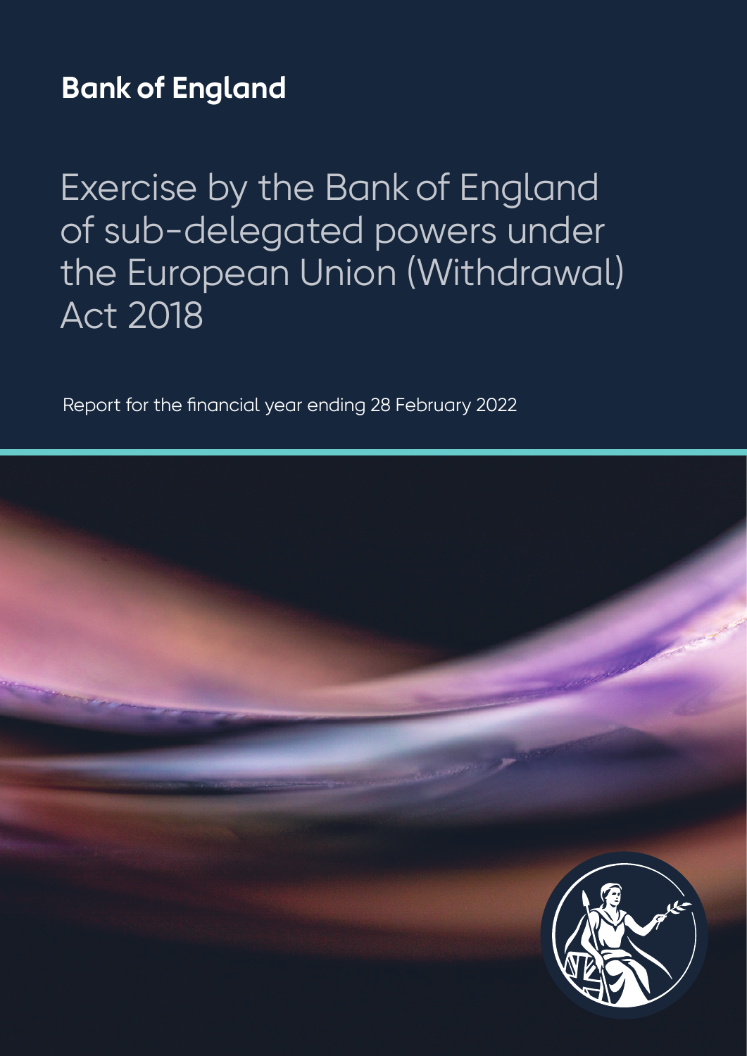**Bank of England**

# Exercise by the Bank of England of sub-delegated powers under the European Union (Withdrawal) Act 2018

Report for the financial year ending 28 February 2022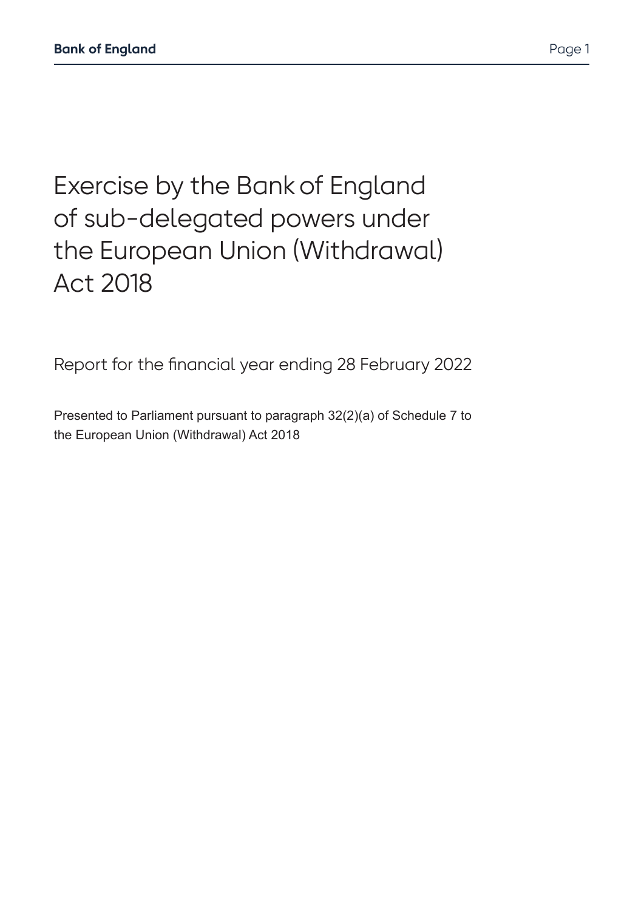# Exercise by the Bank of England of sub-delegated powers under the European Union (Withdrawal) Act 2018

Report for the financial year ending 28 February 2022

Presented to Parliament pursuant to paragraph 32(2)(a) of Schedule 7 to the European Union (Withdrawal) Act 2018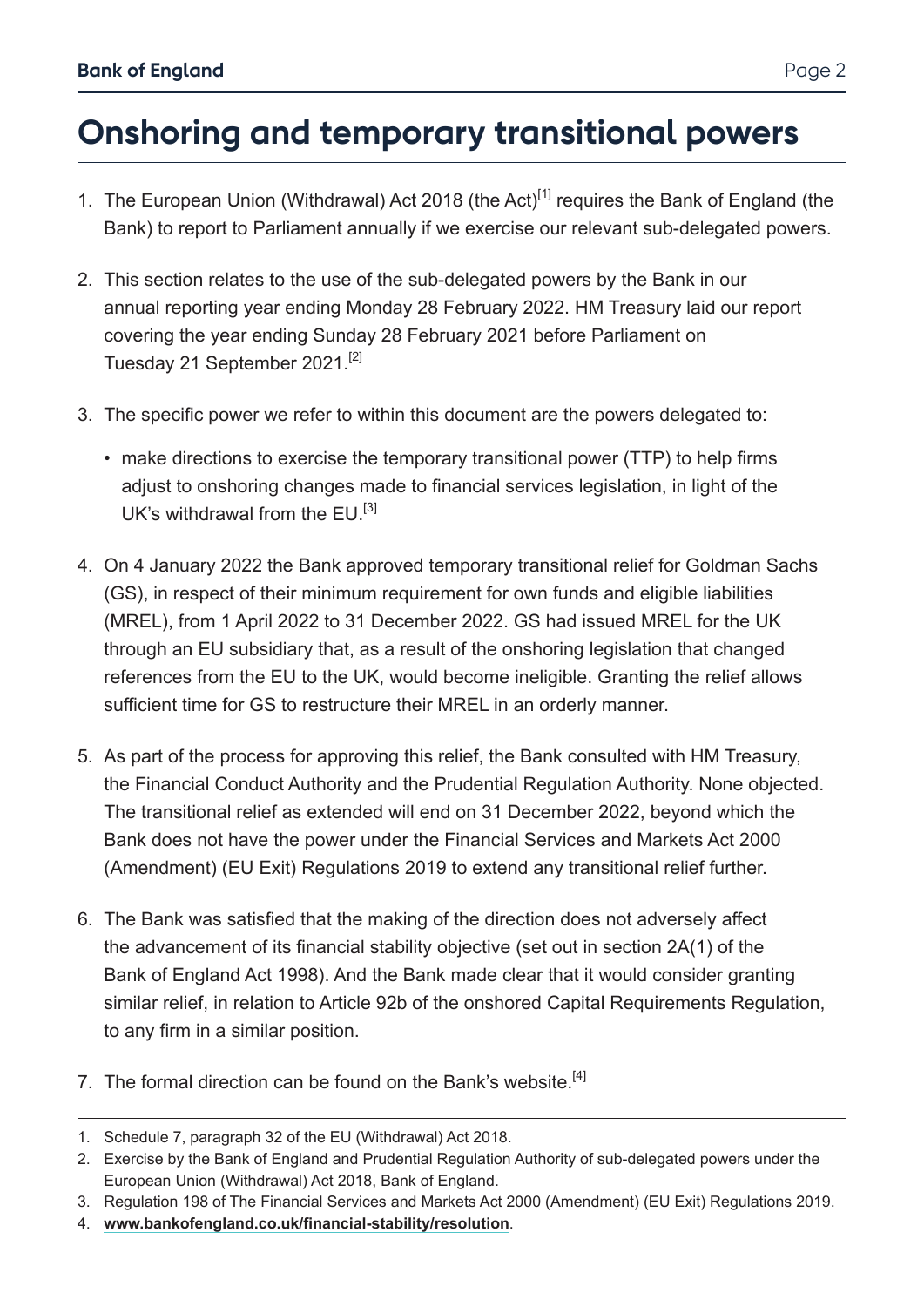# Onshoring and temporary transitional powers

1. The European Union (Withdrawal) Act 2018 (the Act)[1] requires the Bank of England (the Bank) to report to Parliament annually if we exercise our relevant sub-delegated powers.

2. This section relates to the use of the sub-delegated powers by the Bank in our annual reporting year ending Monday 28 February 2022. HM Treasury laid our report covering the year ending Sunday 28 February 2021 before Parliament on Tuesday 21 September 2021.[2]

3. The specific power we refer to within this document are the powers delegated to:

   - make directions to exercise the temporary transitional power (TTP) to help firms adjust to onshoring changes made to financial services legislation, in light of the UK's withdrawal from the EU.[3]

4. On 4 January 2022 the Bank approved temporary transitional relief for Goldman Sachs (GS), in respect of their minimum requirement for own funds and eligible liabilities (MREL), from 1 April 2022 to 31 December 2022. GS had issued MREL for the UK through an EU subsidiary that, as a result of the onshoring legislation that changed references from the EU to the UK, would become ineligible. Granting the relief allows sufficient time for GS to restructure their MREL in an orderly manner.

5. As part of the process for approving this relief, the Bank consulted with HM Treasury, the Financial Conduct Authority and the Prudential Regulation Authority. None objected. The transitional relief as extended will end on 31 December 2022, beyond which the Bank does not have the power under the Financial Services and Markets Act 2000 (Amendment) (EU Exit) Regulations 2019 to extend any transitional relief further.

6. The Bank was satisfied that the making of the direction does not adversely affect the advancement of its financial stability objective (set out in section 2A(1) of the Bank of England Act 1998). And the Bank made clear that it would consider granting similar relief, in relation to Article 92b of the onshored Capital Requirements Regulation, to any firm in a similar position.

7. The formal direction can be found on the Bank's website.[4]

---

1. Schedule 7, paragraph 32 of the EU (Withdrawal) Act 2018.
2. Exercise by the Bank of England and Prudential Regulation Authority of sub-delegated powers under the European Union (Withdrawal) Act 2018, Bank of England.
3. Regulation 198 of The Financial Services and Markets Act 2000 (Amendment) (EU Exit) Regulations 2019.
4. **www.bankofengland.co.uk/financial-stability/resolution**.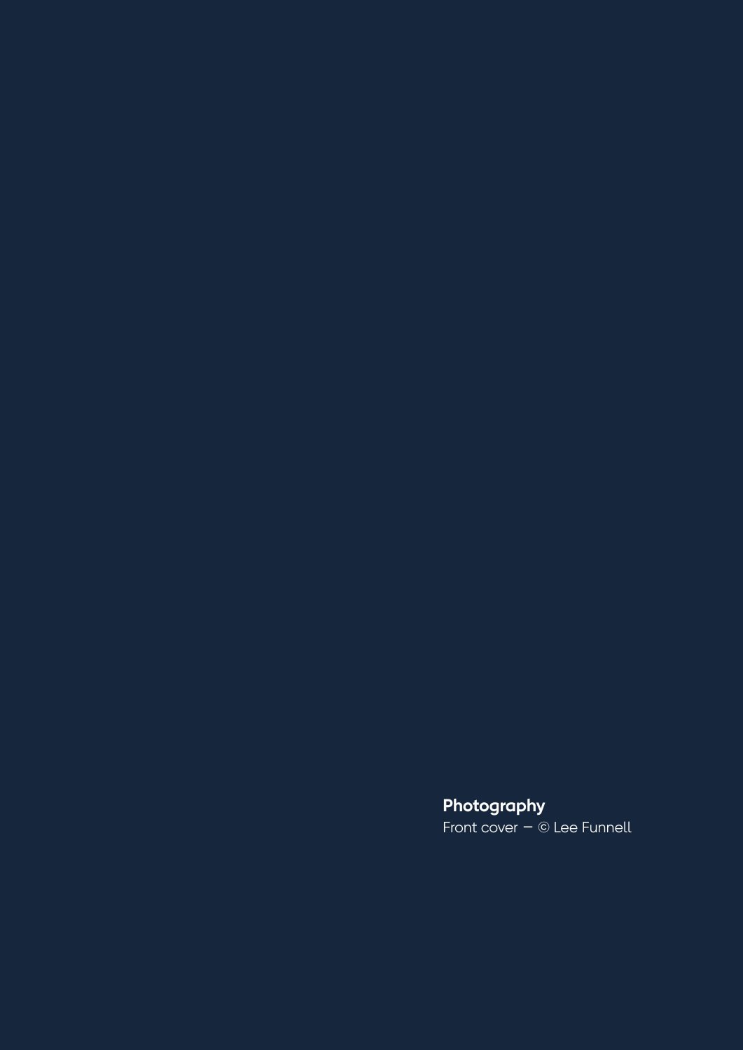**Photography**
Front cover – © Lee Funnell